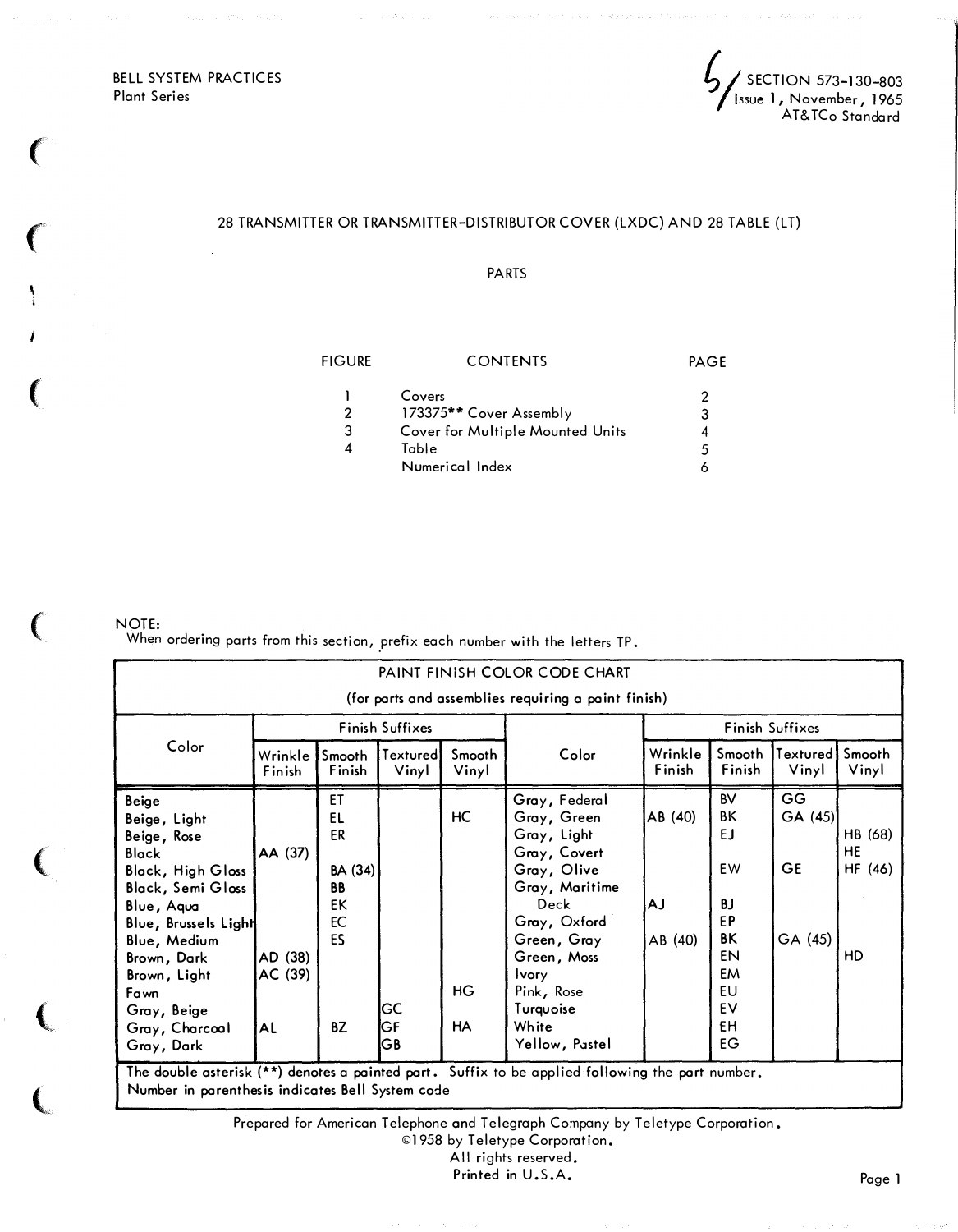BELL SYSTEM PRACTICES
Plant Series

SECTION 573-130-803
Issue 1, November, 1965
AT&TCo Standard

# 28 TRANSMITTER OR TRANSMITTER-DISTRIBUTOR COVER (LXDC) AND 28 TABLE (LT)

## PARTS

| FIGURE | CONTENTS | PAGE |
|---|---|---|
| 1 | Covers | 2 |
| 2 | 173375** Cover Assembly | 3 |
| 3 | Cover for Multiple Mounted Units | 4 |
| 4 | Table | 5 |
| | Numerical Index | 6 |

NOTE:
When ordering parts from this section, prefix each number with the letters TP.

**PAINT FINISH COLOR CODE CHART**
(for parts and assemblies requiring a paint finish)

| Color | Finish Suffixes | | | | Color | Finish Suffixes | | | |
|---|---|---|---|---|---|---|---|---|---|
| | Wrinkle Finish | Smooth Finish | Textured Vinyl | Smooth Vinyl | | Wrinkle Finish | Smooth Finish | Textured Vinyl | Smooth Vinyl |
| Beige | | ET | | | Gray, Federal | | BV | GG | |
| Beige, Light | | EL | | HC | Gray, Green | AB (40) | BK | GA (45) | |
| Beige, Rose | | ER | | | Gray, Light | | EJ | | HB (68) |
| Black | AA (37) | | | | Gray, Covert | | | | HE |
| Black, High Gloss | | BA (34) | | | Gray, Olive | | EW | GE | HF (46) |
| Black, Semi Gloss | | BB | | | Gray, Maritime Deck | AJ | BJ | | |
| Blue, Aqua | | EK | | | Gray, Oxford | | EP | | |
| Blue, Brussels Light | | EC | | | Green, Gray | AB (40) | BK | GA (45) | |
| Blue, Medium | | ES | | | Green, Moss | | EN | | HD |
| Brown, Dark | AD (38) | | | | Ivory | | EM | | |
| Brown, Light | AC (39) | | | | Pink, Rose | | EU | | |
| Fawn | | | | HG | Turquoise | | EV | | |
| Gray, Beige | | | GC | | White | | EH | | |
| Gray, Charcoal | AL | BZ | GF | HA | Yellow, Pastel | | EG | | |
| Gray, Dark | | | GB | | | | | | |

The double asterisk (**) denotes a painted part. Suffix to be applied following the part number.
Number in parenthesis indicates Bell System code

Prepared for American Telephone and Telegraph Company by Teletype Corporation.
©1958 by Teletype Corporation.
All rights reserved.
Printed in U.S.A.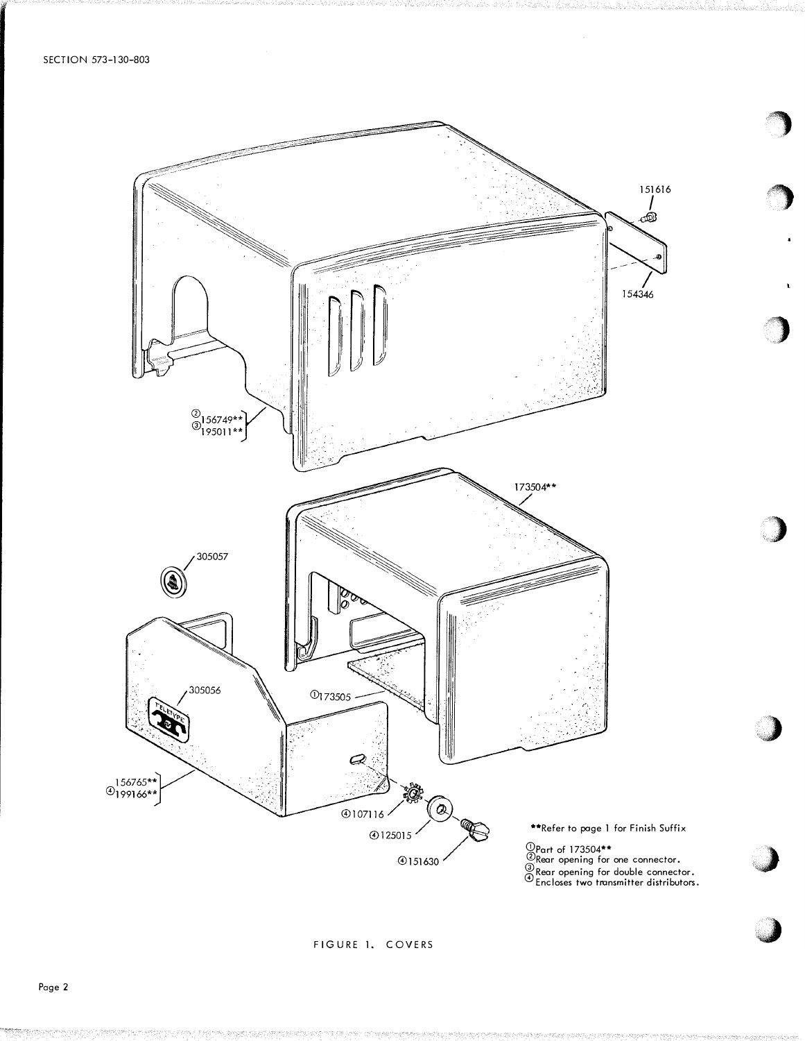151616

154346

①156749**
③195011**

173504**

305057

305056

①173505

156765**
④199166**

④107116

④125015

④151630

**Refer to page 1 for Finish Suffix

①Part of 173504**
②Rear opening for one connector.
③Rear opening for double connector.
④Encloses two transmitter distributors.

FIGURE 1. COVERS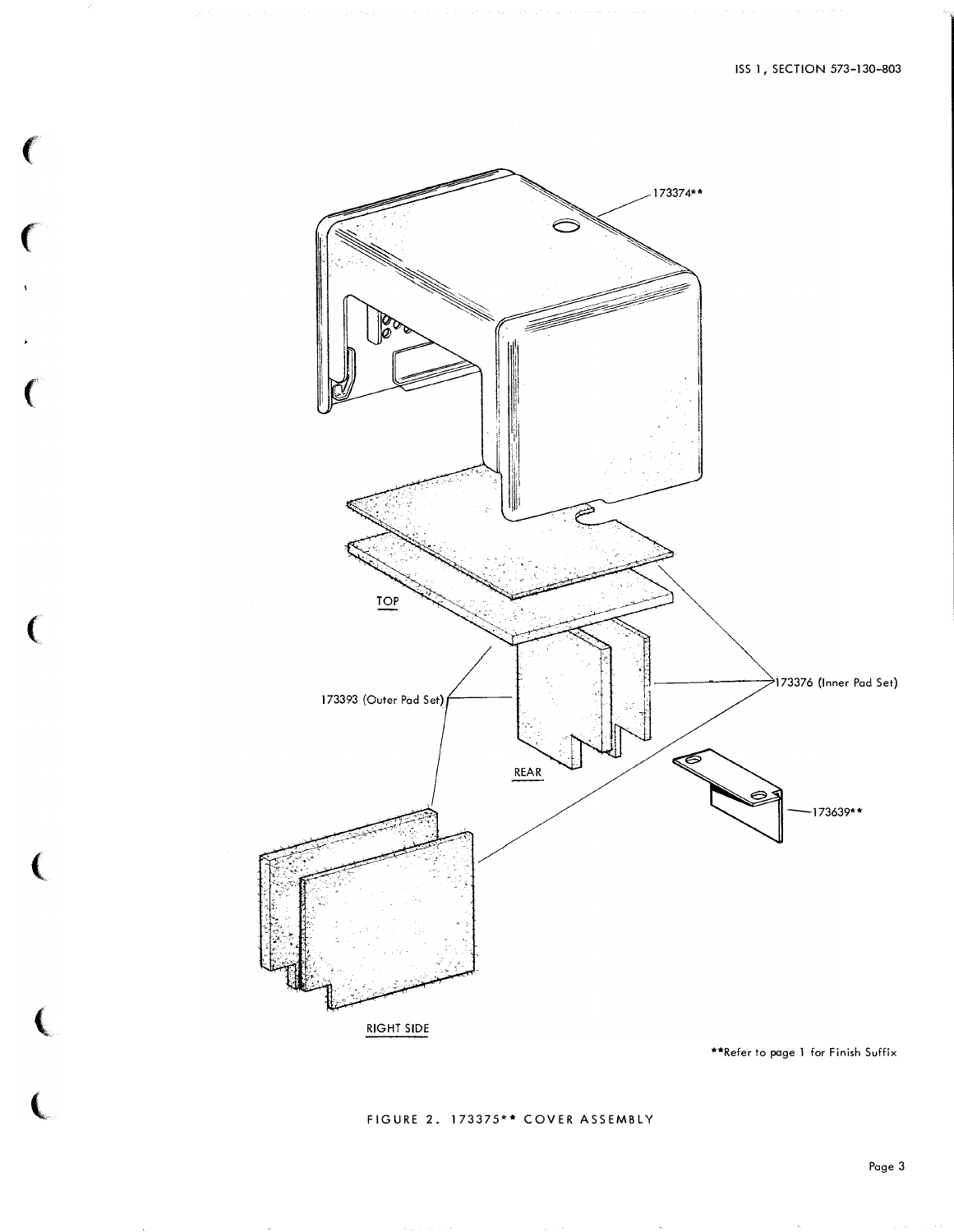173374**

TOP

173393 (Outer Pad Set)

173376 (Inner Pad Set)

REAR

173639**

RIGHT SIDE

**Refer to page 1 for Finish Suffix

FIGURE 2. 173375** COVER ASSEMBLY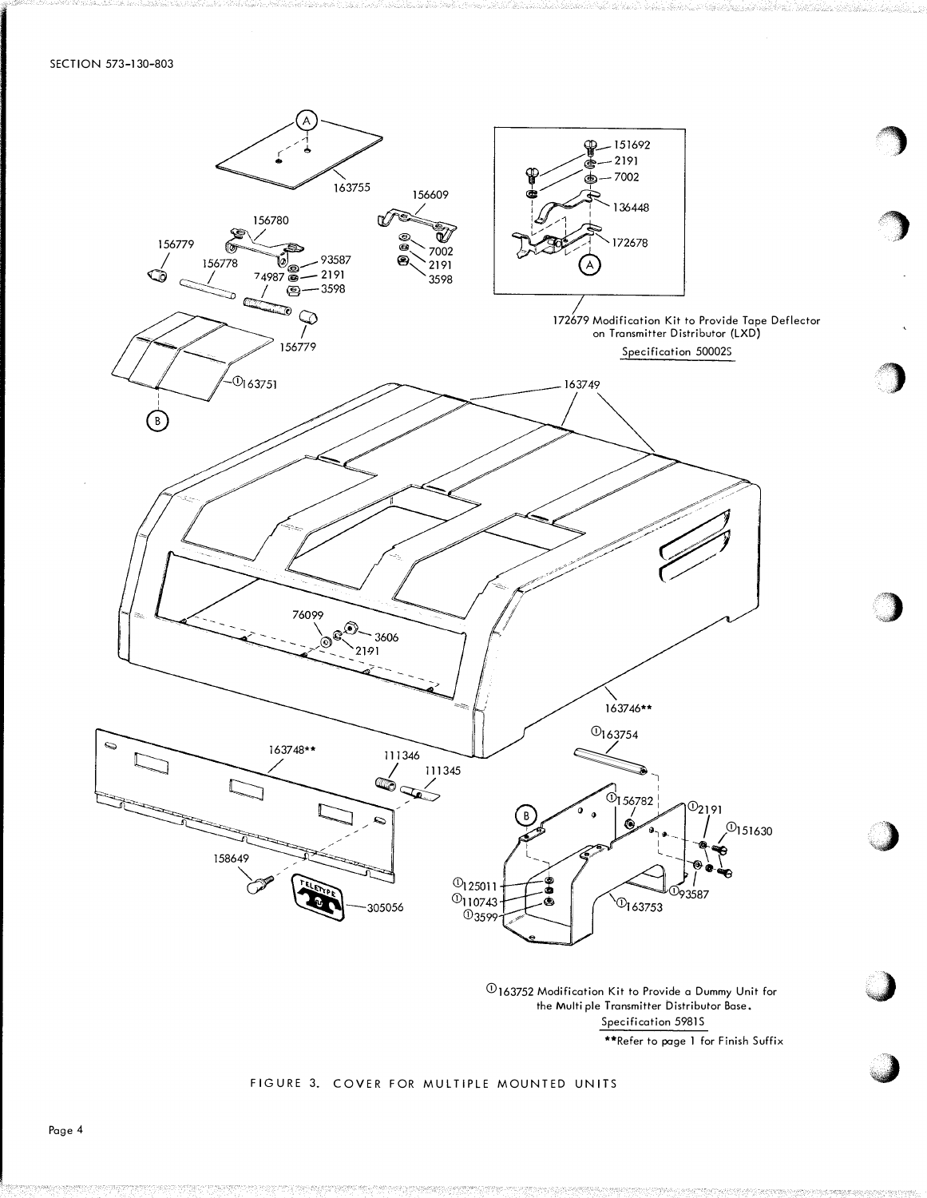172679 Modification Kit to Provide Tape Deflector on Transmitter Distributor (LXD)
Specification 50002S

①163752 Modification Kit to Provide a Dummy Unit for the Multiple Transmitter Distributor Base.
Specification 5981S

**Refer to page 1 for Finish Suffix

FIGURE 3. COVER FOR MULTIPLE MOUNTED UNITS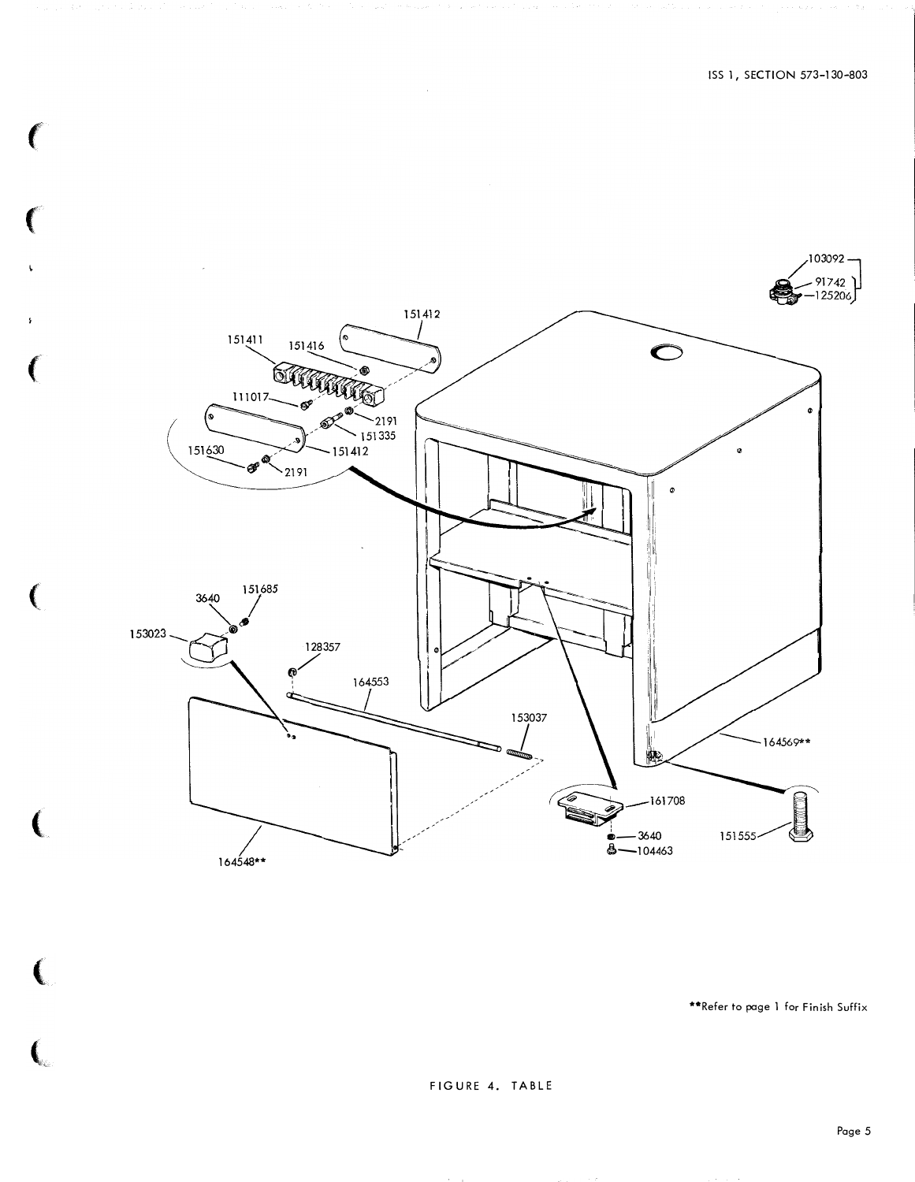**Refer to page 1 for Finish Suffix

FIGURE 4. TABLE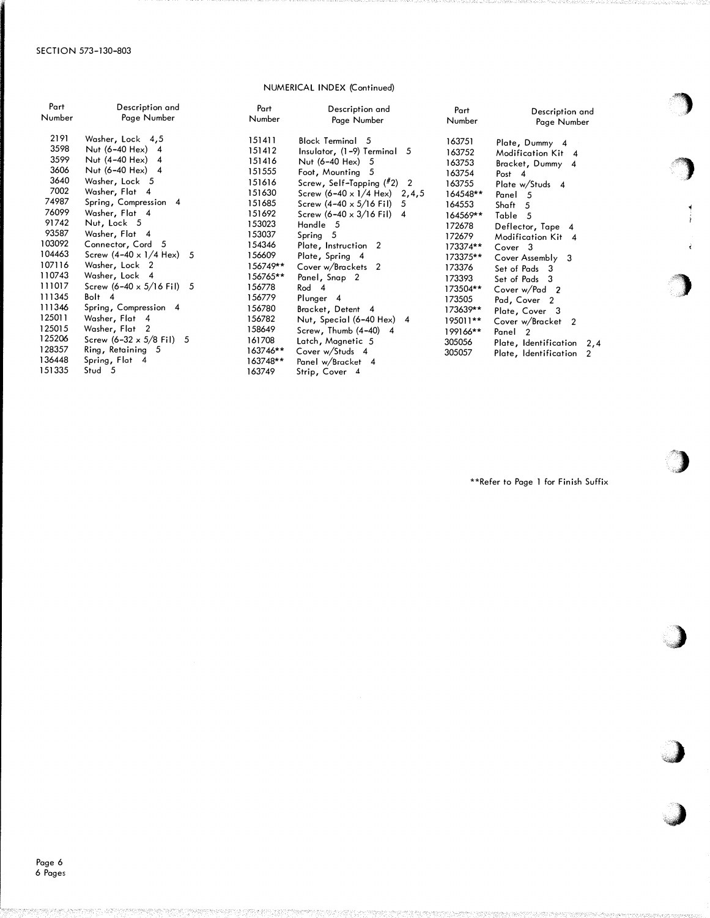## NUMERICAL INDEX (Continued)

| Part Number | Description and Page Number |
|---|---|
| 2191 | Washer, Lock 4,5 |
| 3598 | Nut (6-40 Hex) 4 |
| 3599 | Nut (4-40 Hex) 4 |
| 3606 | Nut (6-40 Hex) 4 |
| 3640 | Washer, Lock 5 |
| 7002 | Washer, Flat 4 |
| 74987 | Spring, Compression 4 |
| 76099 | Washer, Flat 4 |
| 91742 | Nut, Lock 5 |
| 93587 | Washer, Flat 4 |
| 103092 | Connector, Cord 5 |
| 104463 | Screw (4-40 x 1/4 Hex) 5 |
| 107116 | Washer, Lock 2 |
| 110743 | Washer, Lock 4 |
| 111017 | Screw (6-40 x 5/16 Fil) 5 |
| 111345 | Bolt 4 |
| 111346 | Spring, Compression 4 |
| 125011 | Washer, Flat 4 |
| 125015 | Washer, Flat 2 |
| 125206 | Screw (6-32 x 5/8 Fil) 5 |
| 128357 | Ring, Retaining 5 |
| 136448 | Spring, Flat 4 |
| 151335 | Stud 5 |
| 151411 | Block Terminal 5 |
| 151412 | Insulator, (1-9) Terminal 5 |
| 151416 | Nut (6-40 Hex) 5 |
| 151555 | Foot, Mounting 5 |
| 151616 | Screw, Self-Tapping (#2) 2 |
| 151630 | Screw (6-40 x 1/4 Hex) 2,4,5 |
| 151685 | Screw (4-40 x 5/16 Fil) 5 |
| 151692 | Screw (6-40 x 3/16 Fil) 4 |
| 153023 | Handle 5 |
| 153037 | Spring 5 |
| 154346 | Plate, Instruction 2 |
| 156609 | Plate, Spring 4 |
| 156749** | Cover w/Brackets 2 |
| 156765** | Panel, Snap 2 |
| 156778 | Rod 4 |
| 156779 | Plunger 4 |
| 156780 | Bracket, Detent 4 |
| 156782 | Nut, Special (6-40 Hex) 4 |
| 158649 | Screw, Thumb (4-40) 4 |
| 161708 | Latch, Magnetic 5 |
| 163746** | Cover w/Studs 4 |
| 163748** | Panel w/Bracket 4 |
| 163749 | Strip, Cover 4 |
| 163751 | Plate, Dummy 4 |
| 163752 | Modification Kit 4 |
| 163753 | Bracket, Dummy 4 |
| 163754 | Post 4 |
| 163755 | Plate w/Studs 4 |
| 164548** | Panel 5 |
| 164553 | Shaft 5 |
| 164569** | Table 5 |
| 172678 | Deflector, Tape 4 |
| 172679 | Modification Kit 4 |
| 173374** | Cover 3 |
| 173375** | Cover Assembly 3 |
| 173376 | Set of Pads 3 |
| 173393 | Set of Pads 3 |
| 173504** | Cover w/Pad 2 |
| 173505 | Pad, Cover 2 |
| 173639** | Plate, Cover 3 |
| 195011** | Cover w/Bracket 2 |
| 199166** | Panel 2 |
| 305056 | Plate, Identification 2,4 |
| 305057 | Plate, Identification 2 |

**Refer to Page 1 for Finish Suffix